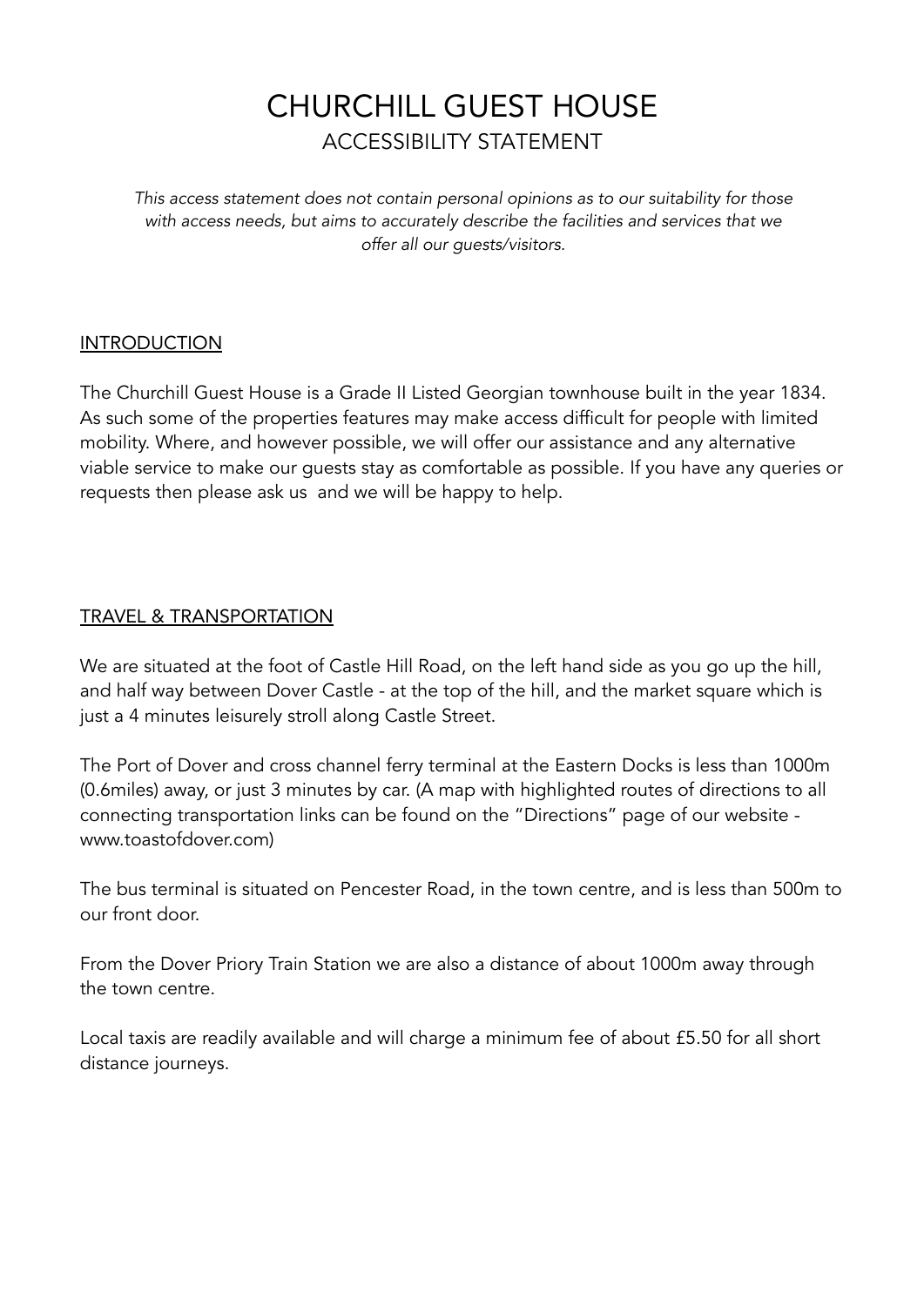# CHURCHILL GUEST HOUSE

## ACCESSIBILITY STATEMENT

*This access statement does not contain personal opinions as to our suitability for those with access needs, but aims to accurately describe the facilities and services that we offer all our guests/visitors.*

### INTRODUCTION

The Churchill Guest House is a Grade II Listed Georgian townhouse built in the year 1834. As such some of the properties features may make access difficult for people with limited mobility. Where, and however possible, we will offer our assistance and any alternative viable service to make our guests stay as comfortable as possible. If you have any queries or requests then please ask us  and we will be happy to help.

### TRAVEL & TRANSPORTATION

We are situated at the foot of Castle Hill Road, on the left hand side as you go up the hill, and half way between Dover Castle - at the top of the hill, and the market square which is just a 4 minutes leisurely stroll along Castle Street.

The Port of Dover and cross channel ferry terminal at the Eastern Docks is less than 1000m (0.6miles) away, or just 3 minutes by car. (A map with highlighted routes of directions to all connecting transportation links can be found on the "Directions" page of our website - www.toastofdover.com)

The bus terminal is situated on Pencester Road, in the town centre, and is less than 500m to our front door.

From the Dover Priory Train Station we are also a distance of about 1000m away through the town centre.

Local taxis are readily available and will charge a minimum fee of about £5.50 for all short distance journeys.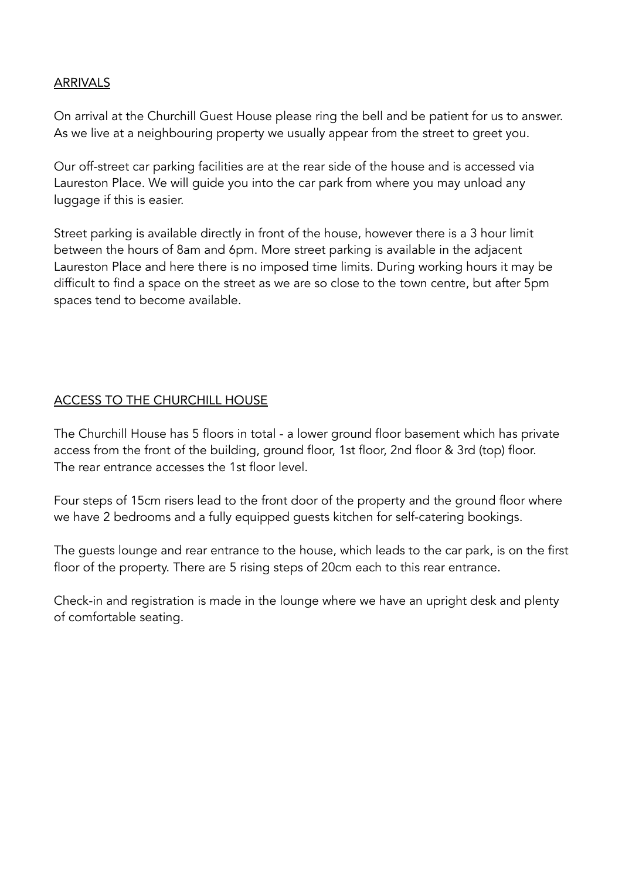## ARRIVALS

On arrival at the Churchill Guest House please ring the bell and be patient for us to answer. As we live at a neighbouring property we usually appear from the street to greet you.

Our off-street car parking facilities are at the rear side of the house and is accessed via Laureston Place. We will guide you into the car park from where you may unload any luggage if this is easier.

Street parking is available directly in front of the house, however there is a 3 hour limit between the hours of 8am and 6pm. More street parking is available in the adjacent Laureston Place and here there is no imposed time limits. During working hours it may be difficult to find a space on the street as we are so close to the town centre, but after 5pm spaces tend to become available.

## ACCESS TO THE CHURCHILL HOUSE

The Churchill House has 5 floors in total - a lower ground floor basement which has private access from the front of the building, ground floor, 1st floor, 2nd floor & 3rd (top) floor. The rear entrance accesses the 1st floor level.

Four steps of 15cm risers lead to the front door of the property and the ground floor where we have 2 bedrooms and a fully equipped guests kitchen for self-catering bookings.

The guests lounge and rear entrance to the house, which leads to the car park, is on the first floor of the property. There are 5 rising steps of 20cm each to this rear entrance.

Check-in and registration is made in the lounge where we have an upright desk and plenty of comfortable seating.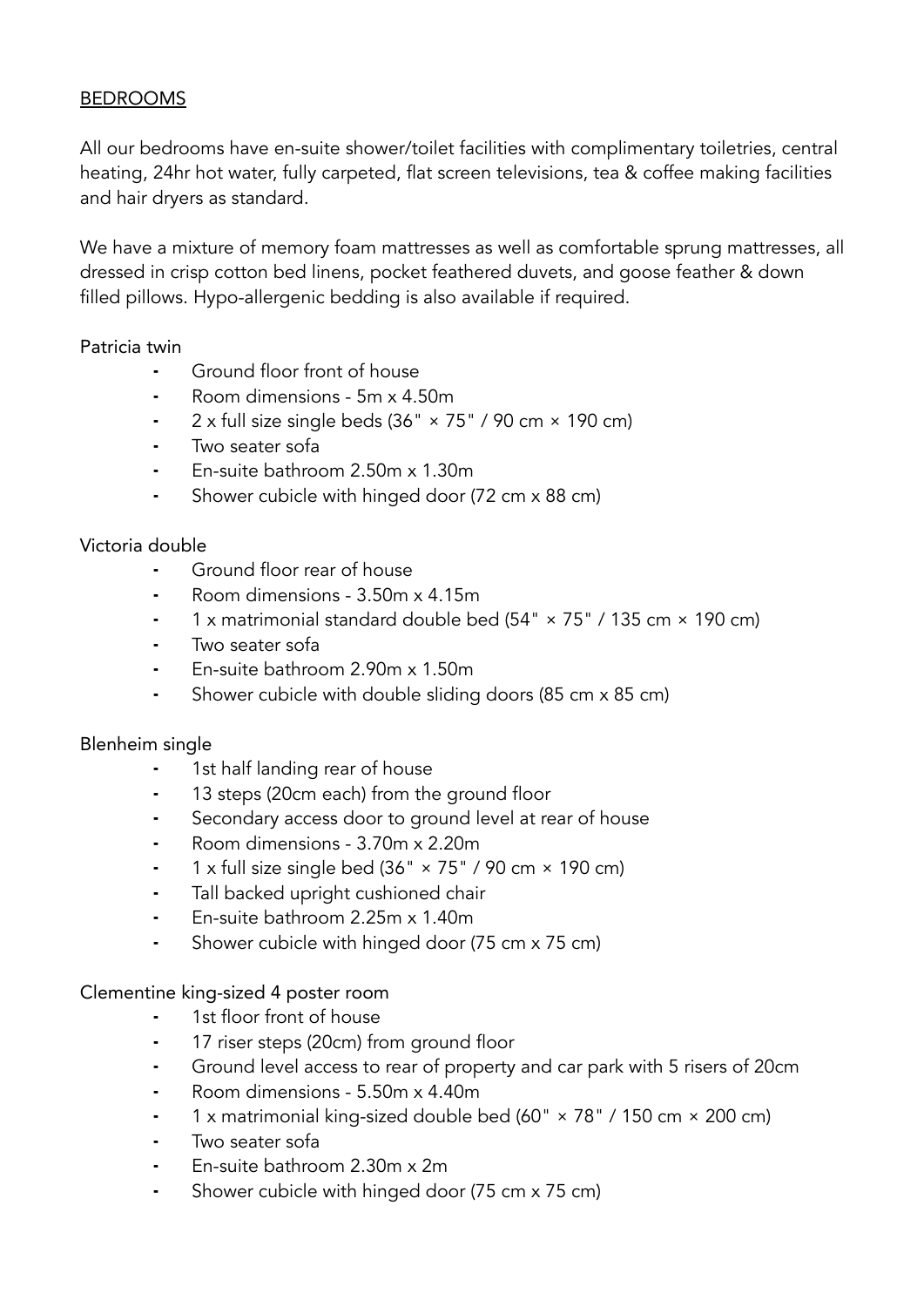## BEDROOMS

All our bedrooms have en-suite shower/toilet facilities with complimentary toiletries, central heating, 24hr hot water, fully carpeted, flat screen televisions, tea & coffee making facilities and hair dryers as standard.

We have a mixture of memory foam mattresses as well as comfortable sprung mattresses, all dressed in crisp cotton bed linens, pocket feathered duvets, and goose feather & down filled pillows. Hypo-allergenic bedding is also available if required.

### Patricia twin

- Ground floor front of house
- Room dimensions - 5m x 4.50m
- 2 x full size single beds (36" × 75" / 90 cm × 190 cm)
- Two seater sofa
- En-suite bathroom 2.50m x 1.30m
- Shower cubicle with hinged door (72 cm x 88 cm)

### Victoria double

- Ground floor rear of house
- Room dimensions - 3.50m x 4.15m
- 1 x matrimonial standard double bed (54" × 75" / 135 cm × 190 cm)
- Two seater sofa
- En-suite bathroom 2.90m x 1.50m
- Shower cubicle with double sliding doors (85 cm x 85 cm)

### Blenheim single

- 1st half landing rear of house
- 13 steps (20cm each) from the ground floor
- Secondary access door to ground level at rear of house
- Room dimensions - 3.70m x 2.20m
- 1 x full size single bed (36" × 75" / 90 cm × 190 cm)
- Tall backed upright cushioned chair
- En-suite bathroom 2.25m x 1.40m
- Shower cubicle with hinged door (75 cm x 75 cm)

### Clementine king-sized 4 poster room

- 1st floor front of house
- 17 riser steps (20cm) from ground floor
- Ground level access to rear of property and car park with 5 risers of 20cm
- Room dimensions - 5.50m x 4.40m
- 1 x matrimonial king-sized double bed (60" × 78" / 150 cm × 200 cm)
- Two seater sofa
- En-suite bathroom 2.30m x 2m
- Shower cubicle with hinged door (75 cm x 75 cm)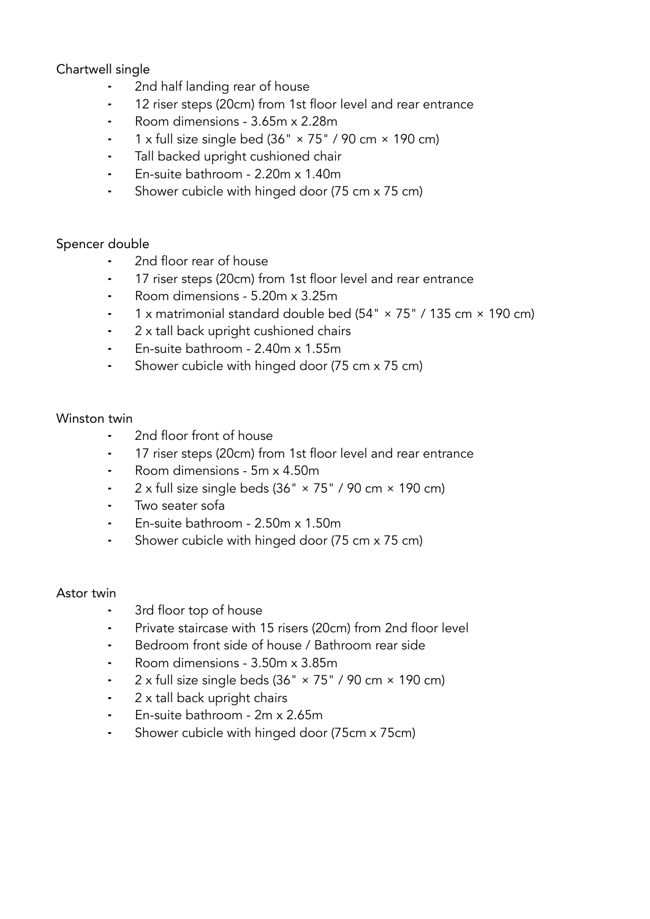Chartwell single

- 2nd half landing rear of house
- 12 riser steps (20cm) from 1st floor level and rear entrance
- Room dimensions - 3.65m x 2.28m
- 1 x full size single bed (36" × 75" / 90 cm × 190 cm)
- Tall backed upright cushioned chair
- En-suite bathroom - 2.20m x 1.40m
- Shower cubicle with hinged door (75 cm x 75 cm)

Spencer double

- 2nd floor rear of house
- 17 riser steps (20cm) from 1st floor level and rear entrance
- Room dimensions - 5.20m x 3.25m
- 1 x matrimonial standard double bed (54" × 75" / 135 cm × 190 cm)
- 2 x tall back upright cushioned chairs
- En-suite bathroom - 2.40m x 1.55m
- Shower cubicle with hinged door (75 cm x 75 cm)

Winston twin

- 2nd floor front of house
- 17 riser steps (20cm) from 1st floor level and rear entrance
- Room dimensions - 5m x 4.50m
- 2 x full size single beds (36" × 75" / 90 cm × 190 cm)
- Two seater sofa
- En-suite bathroom - 2.50m x 1.50m
- Shower cubicle with hinged door (75 cm x 75 cm)

Astor twin

- 3rd floor top of house
- Private staircase with 15 risers (20cm) from 2nd floor level
- Bedroom front side of house / Bathroom rear side
- Room dimensions - 3.50m x 3.85m
- 2 x full size single beds (36" × 75" / 90 cm × 190 cm)
- 2 x tall back upright chairs
- En-suite bathroom - 2m x 2.65m
- Shower cubicle with hinged door (75cm x 75cm)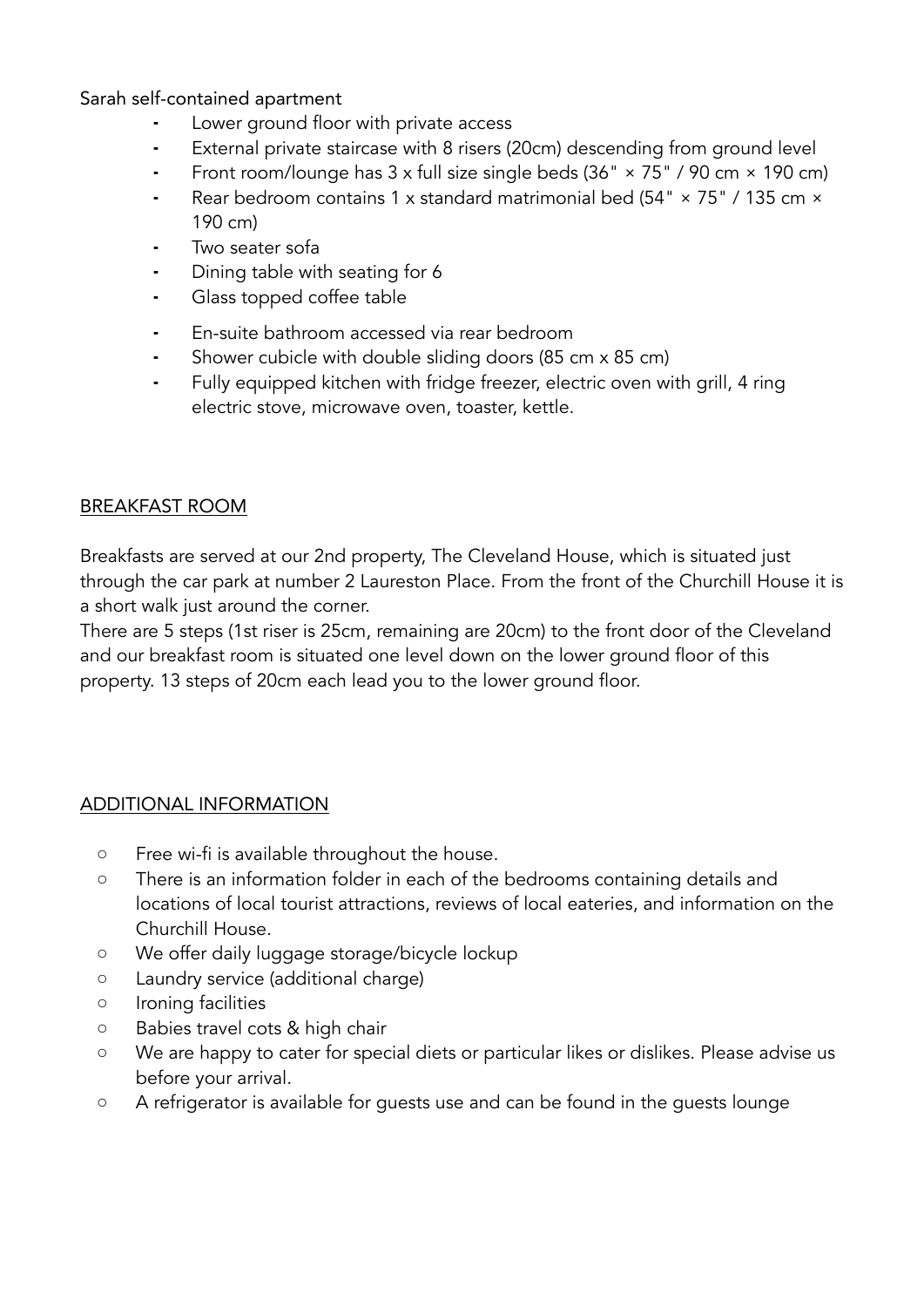Sarah self-contained apartment

- Lower ground floor with private access
- External private staircase with 8 risers (20cm) descending from ground level
- Front room/lounge has 3 x full size single beds (36" × 75" / 90 cm × 190 cm)
- Rear bedroom contains 1 x standard matrimonial bed (54" × 75" / 135 cm × 190 cm)
- Two seater sofa
- Dining table with seating for 6
- Glass topped coffee table
- En-suite bathroom accessed via rear bedroom
- Shower cubicle with double sliding doors (85 cm x 85 cm)
- Fully equipped kitchen with fridge freezer, electric oven with grill, 4 ring electric stove, microwave oven, toaster, kettle.

## BREAKFAST ROOM

Breakfasts are served at our 2nd property, The Cleveland House, which is situated just through the car park at number 2 Laureston Place. From the front of the Churchill House it is a short walk just around the corner.
There are 5 steps (1st riser is 25cm, remaining are 20cm) to the front door of the Cleveland and our breakfast room is situated one level down on the lower ground floor of this property. 13 steps of 20cm each lead you to the lower ground floor.

## ADDITIONAL INFORMATION

- Free wi-fi is available throughout the house.
- There is an information folder in each of the bedrooms containing details and locations of local tourist attractions, reviews of local eateries, and information on the Churchill House.
- We offer daily luggage storage/bicycle lockup
- Laundry service (additional charge)
- Ironing facilities
- Babies travel cots & high chair
- We are happy to cater for special diets or particular likes or dislikes. Please advise us before your arrival.
- A refrigerator is available for guests use and can be found in the guests lounge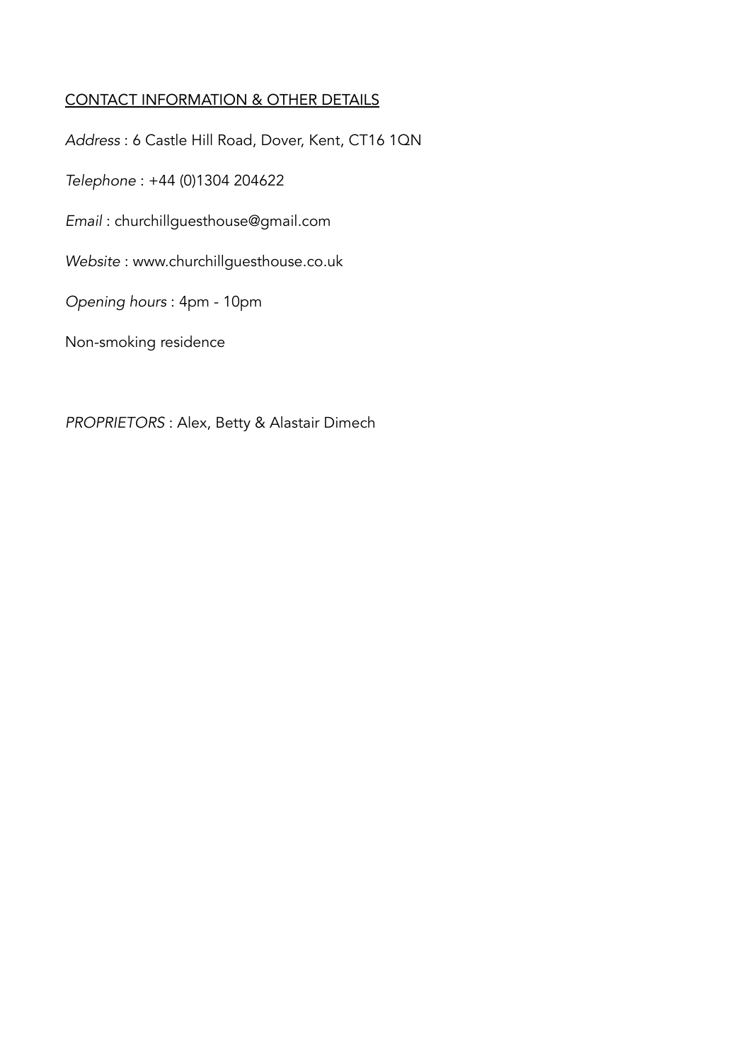## CONTACT INFORMATION & OTHER DETAILS

*Address* : 6 Castle Hill Road, Dover, Kent, CT16 1QN

*Telephone* : +44 (0)1304 204622

*Email* : churchillguesthouse@gmail.com

*Website* : www.churchillguesthouse.co.uk

*Opening hours* : 4pm - 10pm

Non-smoking residence

*PROPRIETORS* : Alex, Betty & Alastair Dimech